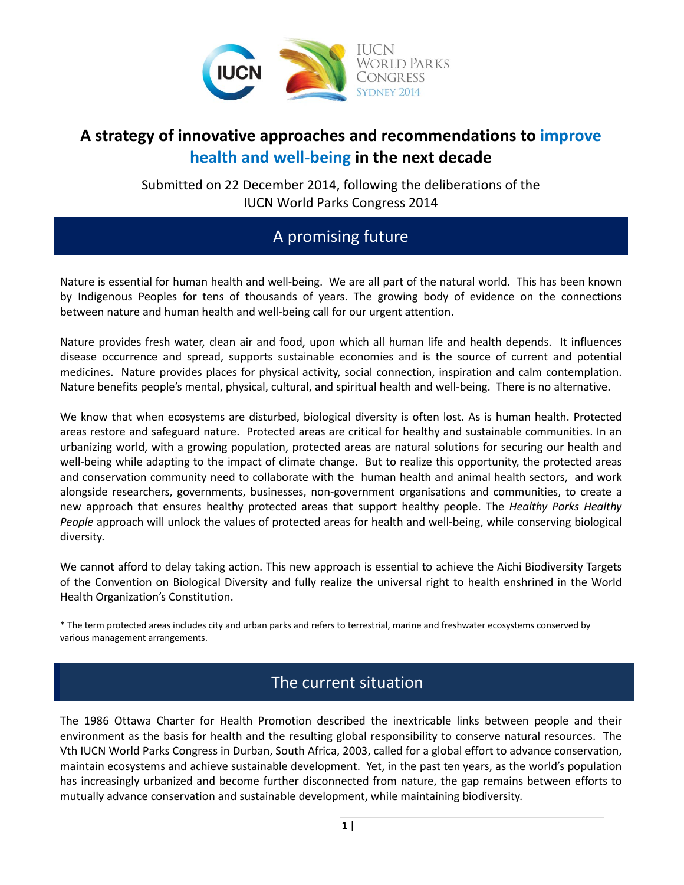# A strategy of innovative approaches and recommendations to improve health and well-being in the next decade

Submitted on 22 December 2014, following the deliberations of the IUCN World Parks Congress 2014

## A promising future

Nature is essential for human health and well-being. We are all part of the natural world. This has been known by Indigenous Peoples for tens of thousands of years. The growing body of evidence on the connections between nature and human health and well-being call for our urgent attention.

Nature provides fresh water, clean air and food, upon which all human life and health depends. It influences disease occurrence and spread, supports sustainable economies and is the source of current and potential medicines. Nature provides places for physical activity, social connection, inspiration and calm contemplation. Nature benefits people's mental, physical, cultural, and spiritual health and well-being. There is no alternative.

We know that when ecosystems are disturbed, biological diversity is often lost. As is human health. Protected areas restore and safeguard nature. Protected areas are critical for healthy and sustainable communities. In an urbanizing world, with a growing population, protected areas are natural solutions for securing our health and well-being while adapting to the impact of climate change. But to realize this opportunity, the protected areas and conservation community need to collaborate with the human health and animal health sectors, and work alongside researchers, governments, businesses, non-government organisations and communities, to create a new approach that ensures healthy protected areas that support healthy people. The *Healthy Parks Healthy People* approach will unlock the values of protected areas for health and well-being, while conserving biological diversity.

We cannot afford to delay taking action. This new approach is essential to achieve the Aichi Biodiversity Targets of the Convention on Biological Diversity and fully realize the universal right to health enshrined in the World Health Organization's Constitution.

* The term protected areas includes city and urban parks and refers to terrestrial, marine and freshwater ecosystems conserved by various management arrangements.

## The current situation

The 1986 Ottawa Charter for Health Promotion described the inextricable links between people and their environment as the basis for health and the resulting global responsibility to conserve natural resources. The Vth IUCN World Parks Congress in Durban, South Africa, 2003, called for a global effort to advance conservation, maintain ecosystems and achieve sustainable development. Yet, in the past ten years, as the world's population has increasingly urbanized and become further disconnected from nature, the gap remains between efforts to mutually advance conservation and sustainable development, while maintaining biodiversity.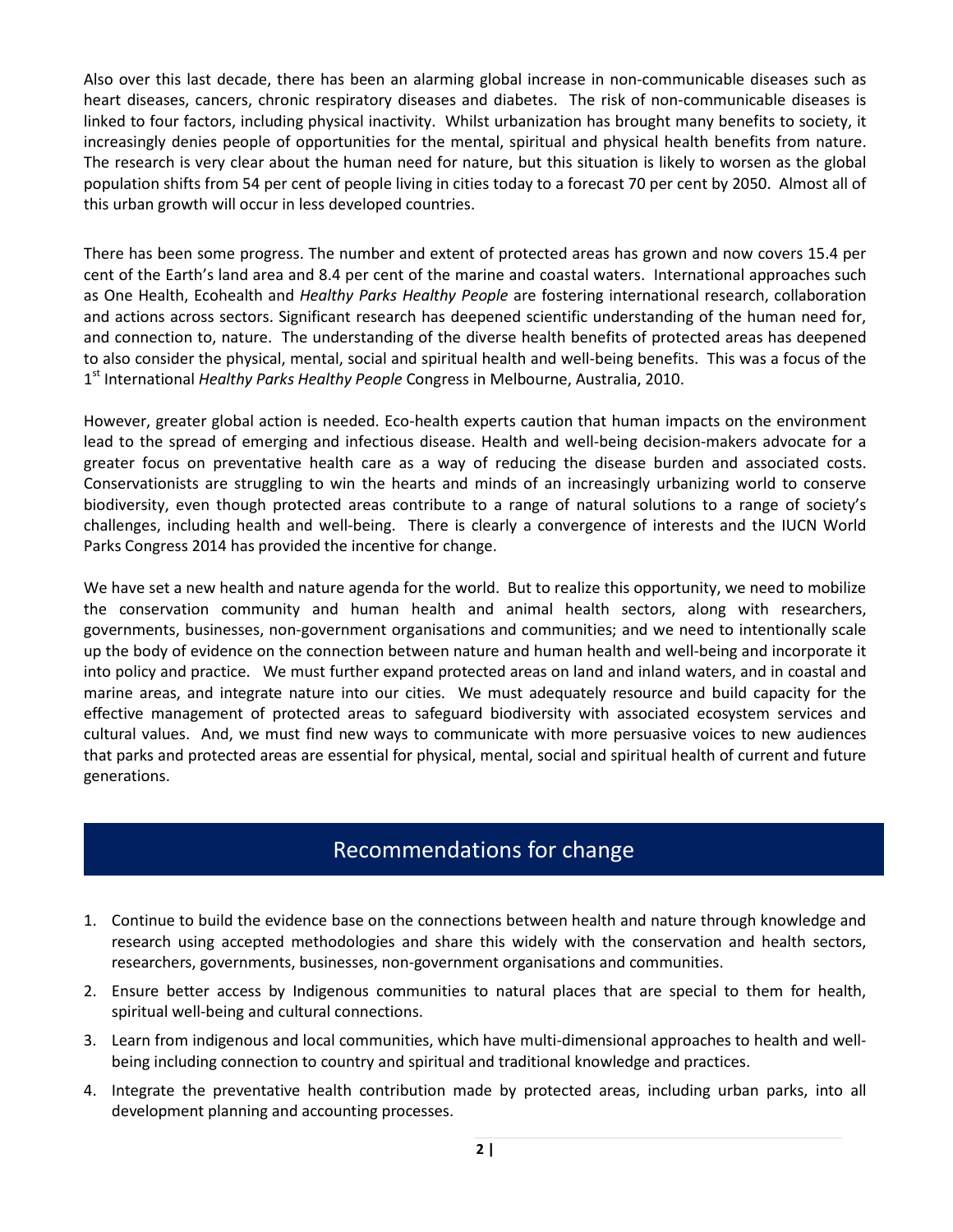Also over this last decade, there has been an alarming global increase in non-communicable diseases such as heart diseases, cancers, chronic respiratory diseases and diabetes. The risk of non-communicable diseases is linked to four factors, including physical inactivity. Whilst urbanization has brought many benefits to society, it increasingly denies people of opportunities for the mental, spiritual and physical health benefits from nature. The research is very clear about the human need for nature, but this situation is likely to worsen as the global population shifts from 54 per cent of people living in cities today to a forecast 70 per cent by 2050. Almost all of this urban growth will occur in less developed countries.

There has been some progress. The number and extent of protected areas has grown and now covers 15.4 per cent of the Earth's land area and 8.4 per cent of the marine and coastal waters. International approaches such as One Health, Ecohealth and *Healthy Parks Healthy People* are fostering international research, collaboration and actions across sectors. Significant research has deepened scientific understanding of the human need for, and connection to, nature. The understanding of the diverse health benefits of protected areas has deepened to also consider the physical, mental, social and spiritual health and well-being benefits. This was a focus of the 1st International *Healthy Parks Healthy People* Congress in Melbourne, Australia, 2010.

However, greater global action is needed. Eco-health experts caution that human impacts on the environment lead to the spread of emerging and infectious disease. Health and well-being decision-makers advocate for a greater focus on preventative health care as a way of reducing the disease burden and associated costs. Conservationists are struggling to win the hearts and minds of an increasingly urbanizing world to conserve biodiversity, even though protected areas contribute to a range of natural solutions to a range of society's challenges, including health and well-being. There is clearly a convergence of interests and the IUCN World Parks Congress 2014 has provided the incentive for change.

We have set a new health and nature agenda for the world. But to realize this opportunity, we need to mobilize the conservation community and human health and animal health sectors, along with researchers, governments, businesses, non-government organisations and communities; and we need to intentionally scale up the body of evidence on the connection between nature and human health and well-being and incorporate it into policy and practice. We must further expand protected areas on land and inland waters, and in coastal and marine areas, and integrate nature into our cities. We must adequately resource and build capacity for the effective management of protected areas to safeguard biodiversity with associated ecosystem services and cultural values. And, we must find new ways to communicate with more persuasive voices to new audiences that parks and protected areas are essential for physical, mental, social and spiritual health of current and future generations.

## Recommendations for change

1. Continue to build the evidence base on the connections between health and nature through knowledge and research using accepted methodologies and share this widely with the conservation and health sectors, researchers, governments, businesses, non-government organisations and communities.
2. Ensure better access by Indigenous communities to natural places that are special to them for health, spiritual well-being and cultural connections.
3. Learn from indigenous and local communities, which have multi-dimensional approaches to health and well-being including connection to country and spiritual and traditional knowledge and practices.
4. Integrate the preventative health contribution made by protected areas, including urban parks, into all development planning and accounting processes.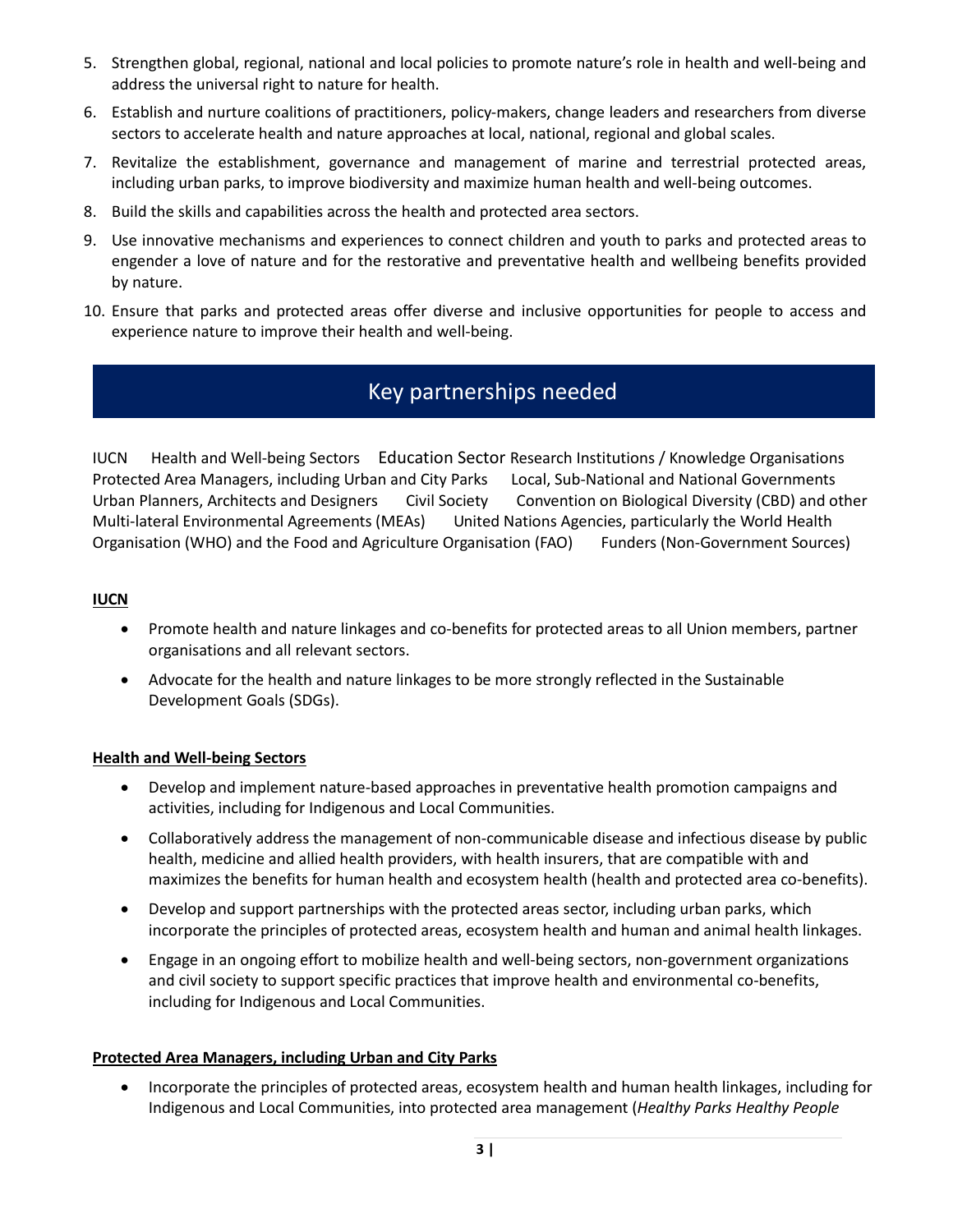5. Strengthen global, regional, national and local policies to promote nature's role in health and well-being and address the universal right to nature for health.
6. Establish and nurture coalitions of practitioners, policy-makers, change leaders and researchers from diverse sectors to accelerate health and nature approaches at local, national, regional and global scales.
7. Revitalize the establishment, governance and management of marine and terrestrial protected areas, including urban parks, to improve biodiversity and maximize human health and well-being outcomes.
8. Build the skills and capabilities across the health and protected area sectors.
9. Use innovative mechanisms and experiences to connect children and youth to parks and protected areas to engender a love of nature and for the restorative and preventative health and wellbeing benefits provided by nature.
10. Ensure that parks and protected areas offer diverse and inclusive opportunities for people to access and experience nature to improve their health and well-being.

## Key partnerships needed

IUCN Health and Well-being Sectors Education Sector Research Institutions / Knowledge Organisations Protected Area Managers, including Urban and City Parks Local, Sub-National and National Governments Urban Planners, Architects and Designers Civil Society Convention on Biological Diversity (CBD) and other Multi-lateral Environmental Agreements (MEAs) United Nations Agencies, particularly the World Health Organisation (WHO) and the Food and Agriculture Organisation (FAO) Funders (Non-Government Sources)

**IUCN**

- Promote health and nature linkages and co-benefits for protected areas to all Union members, partner organisations and all relevant sectors.
- Advocate for the health and nature linkages to be more strongly reflected in the Sustainable Development Goals (SDGs).

**Health and Well-being Sectors**

- Develop and implement nature-based approaches in preventative health promotion campaigns and activities, including for Indigenous and Local Communities.
- Collaboratively address the management of non-communicable disease and infectious disease by public health, medicine and allied health providers, with health insurers, that are compatible with and maximizes the benefits for human health and ecosystem health (health and protected area co-benefits).
- Develop and support partnerships with the protected areas sector, including urban parks, which incorporate the principles of protected areas, ecosystem health and human and animal health linkages.
- Engage in an ongoing effort to mobilize health and well-being sectors, non-government organizations and civil society to support specific practices that improve health and environmental co-benefits, including for Indigenous and Local Communities.

**Protected Area Managers, including Urban and City Parks**

- Incorporate the principles of protected areas, ecosystem health and human health linkages, including for Indigenous and Local Communities, into protected area management (*Healthy Parks Healthy People*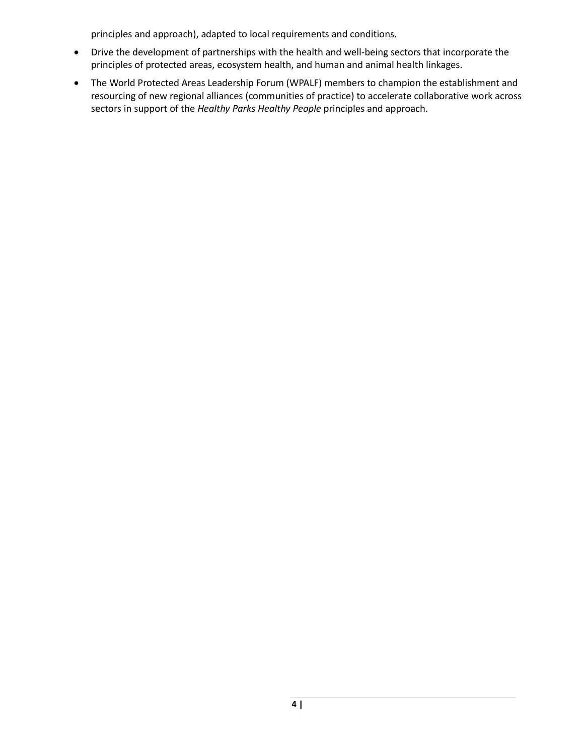principles and approach), adapted to local requirements and conditions.

- Drive the development of partnerships with the health and well-being sectors that incorporate the principles of protected areas, ecosystem health, and human and animal health linkages.
- The World Protected Areas Leadership Forum (WPALF) members to champion the establishment and resourcing of new regional alliances (communities of practice) to accelerate collaborative work across sectors in support of the *Healthy Parks Healthy People* principles and approach.